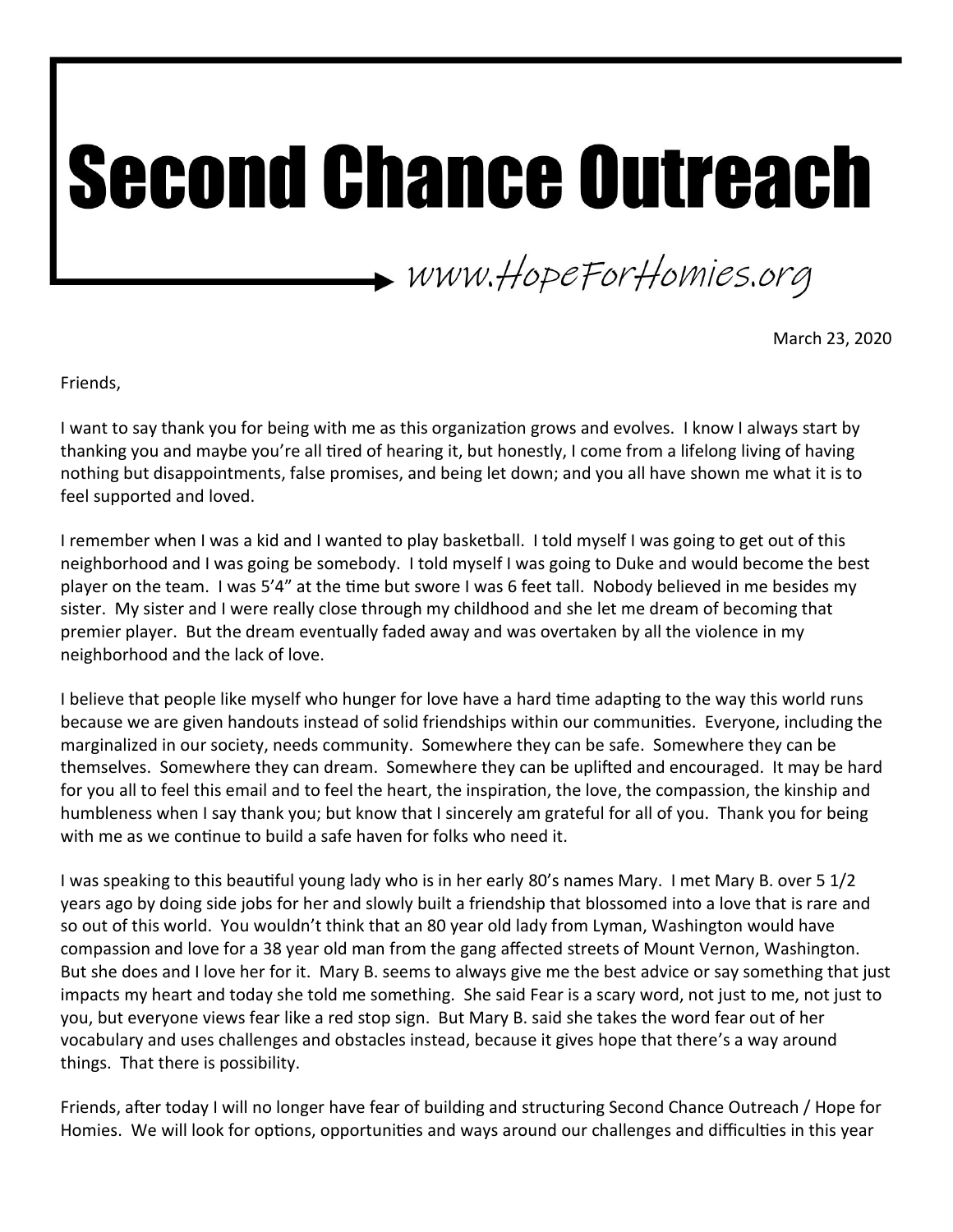# Second Chance Outreach

www.HopeForHomies.org

March 23, 2020

Friends,

I want to say thank you for being with me as this organization grows and evolves. I know I always start by thanking you and maybe you're all tired of hearing it, but honestly, I come from a lifelong living of having nothing but disappointments, false promises, and being let down; and you all have shown me what it is to feel supported and loved.

I remember when I was a kid and I wanted to play basketball. I told myself I was going to get out of this neighborhood and I was going be somebody. I told myself I was going to Duke and would become the best player on the team. I was 5'4" at the time but swore I was 6 feet tall. Nobody believed in me besides my sister. My sister and I were really close through my childhood and she let me dream of becoming that premier player. But the dream eventually faded away and was overtaken by all the violence in my neighborhood and the lack of love.

I believe that people like myself who hunger for love have a hard time adapting to the way this world runs because we are given handouts instead of solid friendships within our communities. Everyone, including the marginalized in our society, needs community. Somewhere they can be safe. Somewhere they can be themselves. Somewhere they can dream. Somewhere they can be uplifted and encouraged. It may be hard for you all to feel this email and to feel the heart, the inspiration, the love, the compassion, the kinship and humbleness when I say thank you; but know that I sincerely am grateful for all of you. Thank you for being with me as we continue to build a safe haven for folks who need it.

I was speaking to this beautiful young lady who is in her early 80's names Mary. I met Mary B. over 5 1/2 years ago by doing side jobs for her and slowly built a friendship that blossomed into a love that is rare and so out of this world. You wouldn't think that an 80 year old lady from Lyman, Washington would have compassion and love for a 38 year old man from the gang affected streets of Mount Vernon, Washington. But she does and I love her for it. Mary B. seems to always give me the best advice or say something that just impacts my heart and today she told me something. She said Fear is a scary word, not just to me, not just to you, but everyone views fear like a red stop sign. But Mary B. said she takes the word fear out of her vocabulary and uses challenges and obstacles instead, because it gives hope that there's a way around things. That there is possibility.

Friends, after today I will no longer have fear of building and structuring Second Chance Outreach / Hope for Homies. We will look for options, opportunities and ways around our challenges and difficulties in this year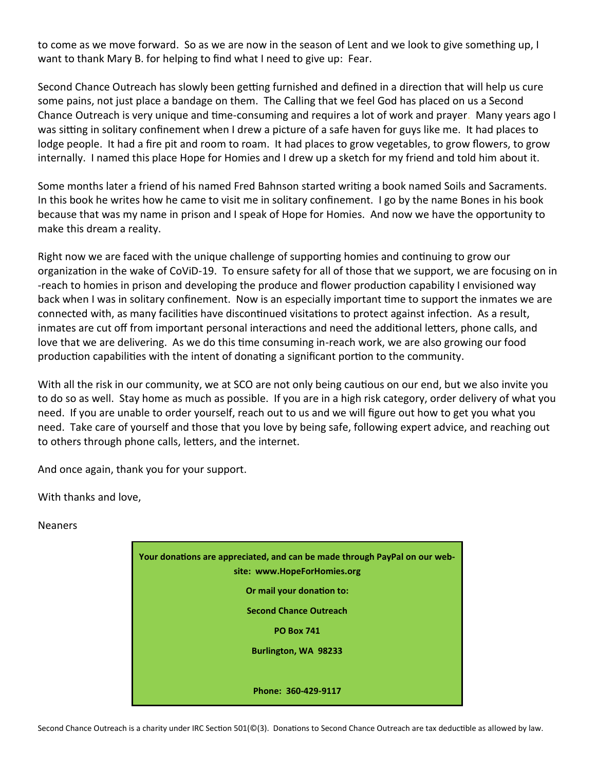to come as we move forward. So as we are now in the season of Lent and we look to give something up, I want to thank Mary B. for helping to find what I need to give up: Fear.

Second Chance Outreach has slowly been getting furnished and defined in a direction that will help us cure some pains, not just place a bandage on them. The Calling that we feel God has placed on us a Second Chance Outreach is very unique and time-consuming and requires a lot of work and prayer. Many years ago I was sitting in solitary confinement when I drew a picture of a safe haven for guys like me. It had places to lodge people. It had a fire pit and room to roam. It had places to grow vegetables, to grow flowers, to grow internally. I named this place Hope for Homies and I drew up a sketch for my friend and told him about it.

Some months later a friend of his named Fred Bahnson started writing a book named Soils and Sacraments. In this book he writes how he came to visit me in solitary confinement. I go by the name Bones in his book because that was my name in prison and I speak of Hope for Homies. And now we have the opportunity to make this dream a reality.

Right now we are faced with the unique challenge of supporting homies and continuing to grow our organization in the wake of CoViD-19. To ensure safety for all of those that we support, we are focusing on in-reach to homies in prison and developing the produce and flower production capability I envisioned way back when I was in solitary confinement. Now is an especially important time to support the inmates we are connected with, as many facilities have discontinued visitations to protect against infection. As a result, inmates are cut off from important personal interactions and need the additional letters, phone calls, and love that we are delivering. As we do this time consuming in-reach work, we are also growing our food production capabilities with the intent of donating a significant portion to the community.

With all the risk in our community, we at SCO are not only being cautious on our end, but we also invite you to do so as well. Stay home as much as possible. If you are in a high risk category, order delivery of what you need. If you are unable to order yourself, reach out to us and we will figure out how to get you what you need. Take care of yourself and those that you love by being safe, following expert advice, and reaching out to others through phone calls, letters, and the internet.

And once again, thank you for your support.

With thanks and love,

Neaners

**Your donations are appreciated, and can be made through PayPal on our website: www.HopeForHomies.org**

**Or mail your donation to:**

**Second Chance Outreach**

**PO Box 741**

**Burlington, WA 98233**

**Phone: 360-429-9117**

Second Chance Outreach is a charity under IRC Section 501(©(3). Donations to Second Chance Outreach are tax deductible as allowed by law.